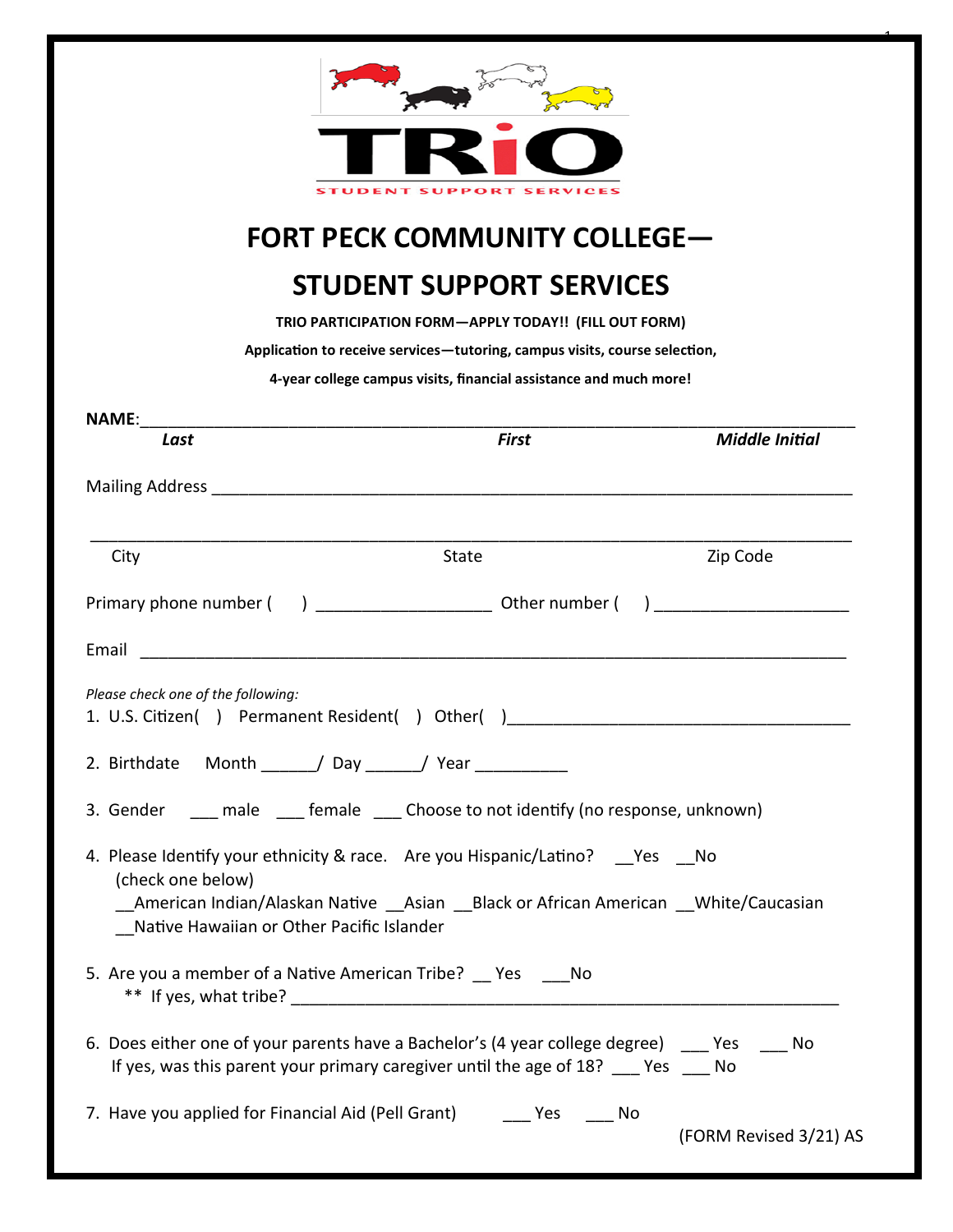TRiO

STUDENT SUPPORT SERVICES

# FORT PECK COMMUNITY COLLEGE—

# STUDENT SUPPORT SERVICES

**TRIO PARTICIPATION FORM—APPLY TODAY!! (FILL OUT FORM)**

**Application to receive services—tutoring, campus visits, course selection,**

**4-year college campus visits, financial assistance and much more!**

**NAME**:______________________________________________________________________________

***Last*** ***First*** ***Middle Initial***

Mailing Address ______________________________________________________________________

_____________________________________________________________________________________

City State Zip Code

Primary phone number ( ) __________________ Other number ( ) ___________________

Email ________________________________________________________________________

*Please check one of the following:*

1. U.S. Citizen( ) Permanent Resident( ) Other( )__________________________________

2. Birthdate Month ______/ Day ______/ Year __________

3. Gender ___ male ___ female ___ Choose to not identify (no response, unknown)

4. Please Identify your ethnicity & race. Are you Hispanic/Latino? __Yes __No
   (check one below)
   __American Indian/Alaskan Native __Asian __Black or African American __White/Caucasian
   __Native Hawaiian or Other Pacific Islander

5. Are you a member of a Native American Tribe? __ Yes ___No
   ** If yes, what tribe? _______________________________________________________

6. Does either one of your parents have a Bachelor's (4 year college degree) ___ Yes ___ No
   If yes, was this parent your primary caregiver until the age of 18? ___ Yes ___ No

7. Have you applied for Financial Aid (Pell Grant) ___ Yes ___ No

(FORM Revised 3/21) AS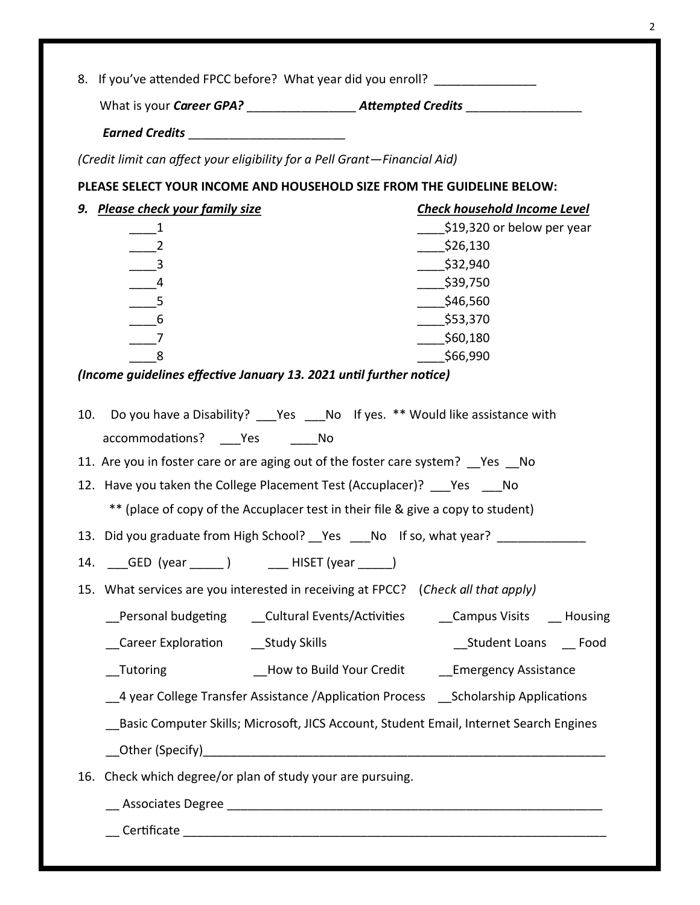8. If you've attended FPCC before? What year did you enroll? _______________

   What is your ***Career GPA?*** ________________ ***Attempted Credits*** _________________

   ***Earned Credits*** _______________________

*(Credit limit can affect your eligibility for a Pell Grant—Financial Aid)*

**PLEASE SELECT YOUR INCOME AND HOUSEHOLD SIZE FROM THE GUIDELINE BELOW:**

| ***9. Please check your family size*** | ***Check household Income Level*** |
|---|---|
| ____1 | ____$19,320 or below per year |
| ____2 | ____$26,130 |
| ____3 | ____$32,940 |
| ____4 | ____$39,750 |
| ____5 | ____$46,560 |
| ____6 | ____$53,370 |
| ____7 | ____$60,180 |
| ____8 | ____$66,990 |

***(Income guidelines effective January 13. 2021 until further notice)***

10. Do you have a Disability? ___Yes ___No If yes. ** Would like assistance with accommodations? ___Yes ____No

11. Are you in foster care or are aging out of the foster care system? __Yes __No

12. Have you taken the College Placement Test (Accuplacer)? ___Yes ___No

    ** (place of copy of the Accuplacer test in their file & give a copy to student)

13. Did you graduate from High School? __Yes ___No If so, what year? _____________

14. ___GED (year _____ ) ___ HISET (year _____)

15. What services are you interested in receiving at FPCC? (*Check all that apply)*

    __Personal budgeting __Cultural Events/Activities __Campus Visits __ Housing

    __Career Exploration __Study Skills __Student Loans __ Food

    __Tutoring __How to Build Your Credit __Emergency Assistance

    __4 year College Transfer Assistance /Application Process __Scholarship Applications

    __Basic Computer Skills; Microsoft, JICS Account, Student Email, Internet Search Engines

    __Other (Specify)_____________________________________________________________

16. Check which degree/or plan of study your are pursuing.

    __ Associates Degree ________________________________________________________

    __ Certificate _______________________________________________________________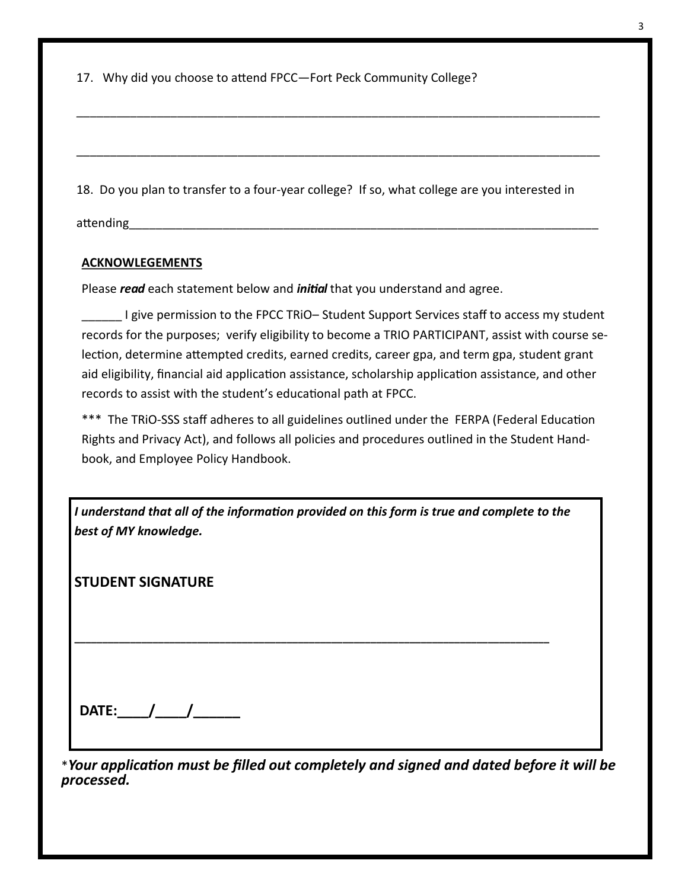17. Why did you choose to attend FPCC—Fort Peck Community College?

_______________________________________________________________________________

_______________________________________________________________________________

18. Do you plan to transfer to a four-year college? If so, what college are you interested in attending_________________________________________________________________________

**ACKNOWLEGEMENTS**

Please ***read*** each statement below and ***initial*** that you understand and agree.

______ I give permission to the FPCC TRiO– Student Support Services staff to access my student records for the purposes; verify eligibility to become a TRIO PARTICIPANT, assist with course selection, determine attempted credits, earned credits, career gpa, and term gpa, student grant aid eligibility, financial aid application assistance, scholarship application assistance, and other records to assist with the student's educational path at FPCC.

*** The TRiO-SSS staff adheres to all guidelines outlined under the FERPA (Federal Education Rights and Privacy Act), and follows all policies and procedures outlined in the Student Handbook, and Employee Policy Handbook.

***I understand that all of the information provided on this form is true and complete to the best of MY knowledge.***

**STUDENT SIGNATURE**

_______________________________________________________________________

**DATE:____/____/______**

****Your application must be filled out completely and signed and dated before it will be processed.***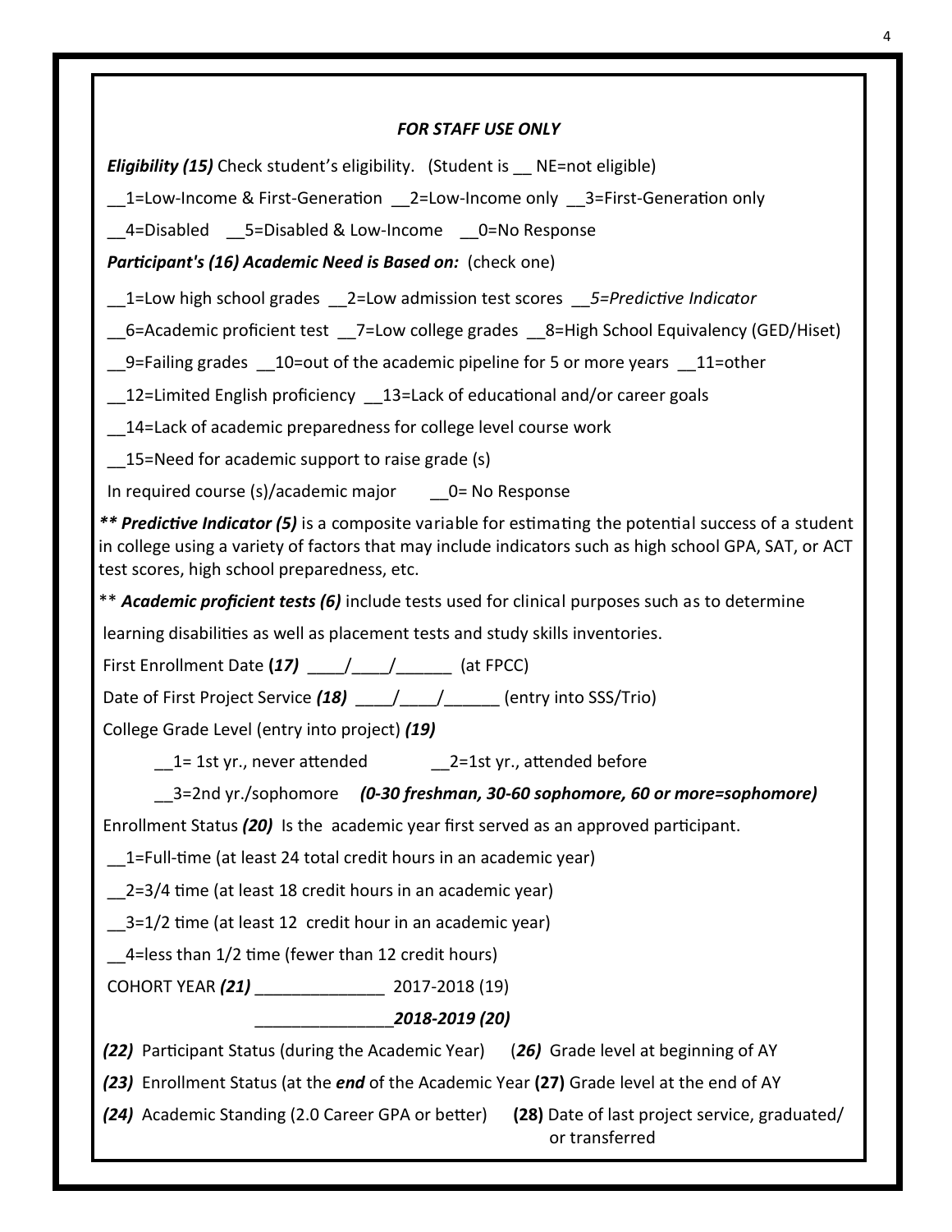***FOR STAFF USE ONLY***

***Eligibility (15)*** Check student's eligibility. (Student is __ NE=not eligible)

__1=Low-Income & First-Generation __2=Low-Income only __3=First-Generation only

__4=Disabled __5=Disabled & Low-Income __0=No Response

***Participant's (16) Academic Need is Based on:*** (check one)

__1=Low high school grades __2=Low admission test scores __*5=Predictive Indicator*

__6=Academic proficient test __7=Low college grades __8=High School Equivalency (GED/Hiset)

__9=Failing grades __10=out of the academic pipeline for 5 or more years __11=other

__12=Limited English proficiency __13=Lack of educational and/or career goals

__14=Lack of academic preparedness for college level course work

__15=Need for academic support to raise grade (s)

In required course (s)/academic major __0= No Response

***\*\* Predictive Indicator (5)*** is a composite variable for estimating the potential success of a student in college using a variety of factors that may include indicators such as high school GPA, SAT, or ACT test scores, high school preparedness, etc.

\*\* ***Academic proficient tests (6)*** include tests used for clinical purposes such as to determine learning disabilities as well as placement tests and study skills inventories.

First Enrollment Date **(*17*)** ____/____/______ (at FPCC)

Date of First Project Service ***(18)*** ____/____/______ (entry into SSS/Trio)

College Grade Level (entry into project) ***(19)***

__1= 1st yr., never attended __2=1st yr., attended before

__3=2nd yr./sophomore ***(0-30 freshman, 30-60 sophomore, 60 or more=sophomore)***

Enrollment Status ***(20)*** Is the academic year first served as an approved participant.

__1=Full-time (at least 24 total credit hours in an academic year)

__2=3/4 time (at least 18 credit hours in an academic year)

__3=1/2 time (at least 12 credit hour in an academic year)

__4=less than 1/2 time (fewer than 12 credit hours)

COHORT YEAR ***(21)*** ______________ 2017-2018 (19)

_______________***2018-2019 (20)***

***(22)*** Participant Status (during the Academic Year) (***26)*** Grade level at beginning of AY

***(23)*** Enrollment Status (at the ***end*** of the Academic Year **(27)** Grade level at the end of AY

***(24)*** Academic Standing (2.0 Career GPA or better) **(28)** Date of last project service, graduated/ or transferred